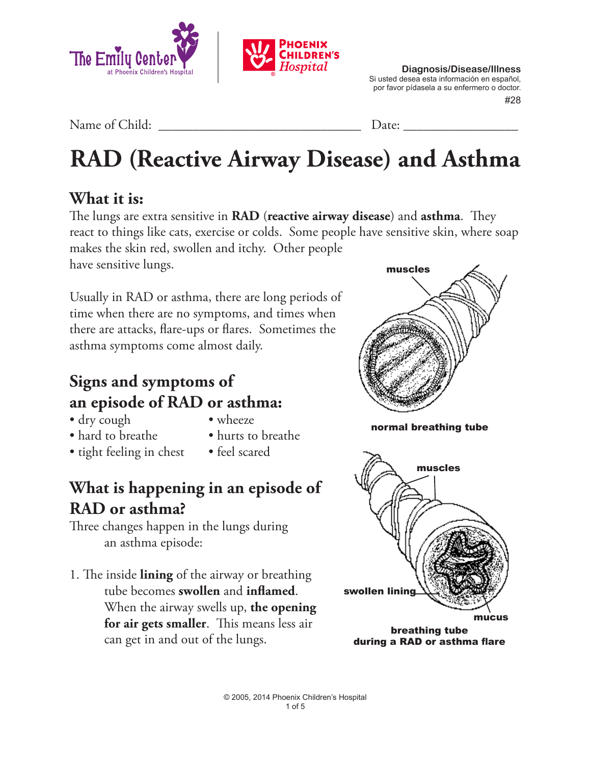Diagnosis/Disease/Illness
Si usted desea esta información en español, por favor pídasela a su enfermero o doctor.
#28

Name of Child: _______________________________ Date: _________________

# RAD (Reactive Airway Disease) and Asthma

## What it is:

The lungs are extra sensitive in **RAD** (**reactive airway disease**) and **asthma**. They react to things like cats, exercise or colds. Some people have sensitive skin, where soap makes the skin red, swollen and itchy. Other people have sensitive lungs.

Usually in RAD or asthma, there are long periods of time when there are no symptoms, and times when there are attacks, flare-ups or flares. Sometimes the asthma symptoms come almost daily.

muscles

normal breathing tube

## Signs and symptoms of an episode of RAD or asthma:

- dry cough
- hard to breathe
- tight feeling in chest
- wheeze
- hurts to breathe
- feel scared

## What is happening in an episode of RAD or asthma?

Three changes happen in the lungs during an asthma episode:

1. The inside **lining** of the airway or breathing tube becomes **swollen** and **inflamed**. When the airway swells up, **the opening for air gets smaller**. This means less air can get in and out of the lungs.

muscles

swollen lining

mucus

breathing tube during a RAD or asthma flare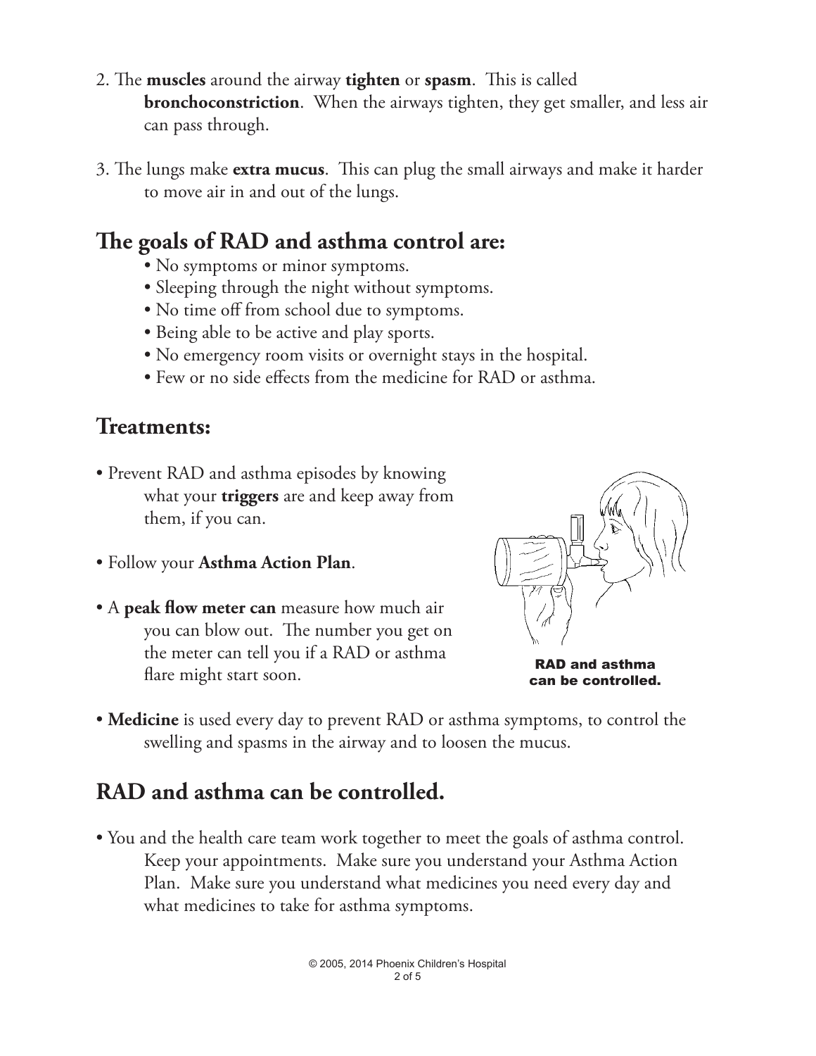2. The **muscles** around the airway **tighten** or **spasm**. This is called **bronchoconstriction**. When the airways tighten, they get smaller, and less air can pass through.

3. The lungs make **extra mucus**. This can plug the small airways and make it harder to move air in and out of the lungs.

## The goals of RAD and asthma control are:

- No symptoms or minor symptoms.
- Sleeping through the night without symptoms.
- No time off from school due to symptoms.
- Being able to be active and play sports.
- No emergency room visits or overnight stays in the hospital.
- Few or no side effects from the medicine for RAD or asthma.

## Treatments:

- Prevent RAD and asthma episodes by knowing what your **triggers** are and keep away from them, if you can.
- Follow your **Asthma Action Plan**.
- A **peak flow meter can** measure how much air you can blow out. The number you get on the meter can tell you if a RAD or asthma flare might start soon.

**RAD and asthma can be controlled.**

- **Medicine** is used every day to prevent RAD or asthma symptoms, to control the swelling and spasms in the airway and to loosen the mucus.

## RAD and asthma can be controlled.

- You and the health care team work together to meet the goals of asthma control. Keep your appointments. Make sure you understand your Asthma Action Plan. Make sure you understand what medicines you need every day and what medicines to take for asthma symptoms.

© 2005, 2014 Phoenix Children's Hospital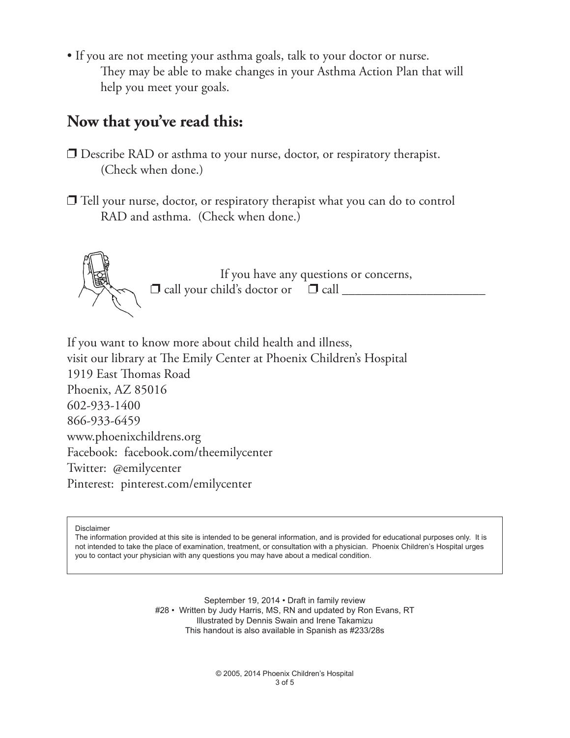- If you are not meeting your asthma goals, talk to your doctor or nurse. They may be able to make changes in your Asthma Action Plan that will help you meet your goals.

## Now that you've read this:

❒ Describe RAD or asthma to your nurse, doctor, or respiratory therapist. (Check when done.)

❒ Tell your nurse, doctor, or respiratory therapist what you can do to control RAD and asthma. (Check when done.)

If you have any questions or concerns,
❒ call your child's doctor or ❒ call ______________________

If you want to know more about child health and illness,
visit our library at The Emily Center at Phoenix Children's Hospital
1919 East Thomas Road
Phoenix, AZ 85016
602-933-1400
866-933-6459
www.phoenixchildrens.org
Facebook: facebook.com/theemilycenter
Twitter: @emilycenter
Pinterest: pinterest.com/emilycenter

Disclaimer
The information provided at this site is intended to be general information, and is provided for educational purposes only. It is not intended to take the place of examination, treatment, or consultation with a physician. Phoenix Children's Hospital urges you to contact your physician with any questions you may have about a medical condition.

September 19, 2014 • Draft in family review
#28 • Written by Judy Harris, MS, RN and updated by Ron Evans, RT
Illustrated by Dennis Swain and Irene Takamizu
This handout is also available in Spanish as #233/28s

© 2005, 2014 Phoenix Children's Hospital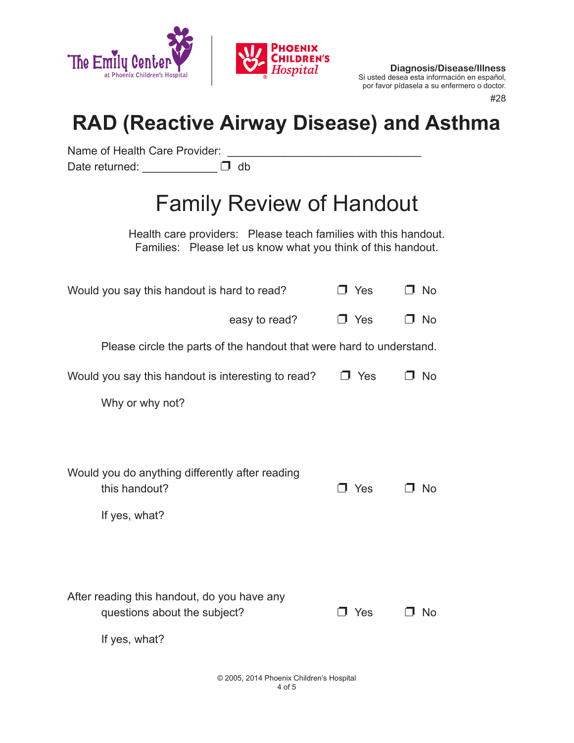The Emily Center at Phoenix Children's Hospital | Phoenix Children's Hospital

**Diagnosis/Disease/Illness**
Si usted desea esta información en español, por favor pídasela a su enfermero o doctor.
#28

# RAD (Reactive Airway Disease) and Asthma

Name of Health Care Provider: ______________________________

Date returned: ____________ ❒ db

## Family Review of Handout

Health care providers: Please teach families with this handout.
Families: Please let us know what you think of this handout.

Would you say this handout is hard to read? ❒ Yes ❒ No

easy to read? ❒ Yes ❒ No

Please circle the parts of the handout that were hard to understand.

Would you say this handout is interesting to read? ❒ Yes ❒ No

Why or why not?

Would you do anything differently after reading this handout? ❒ Yes ❒ No

If yes, what?

After reading this handout, do you have any questions about the subject? ❒ Yes ❒ No

If yes, what?

© 2005, 2014 Phoenix Children's Hospital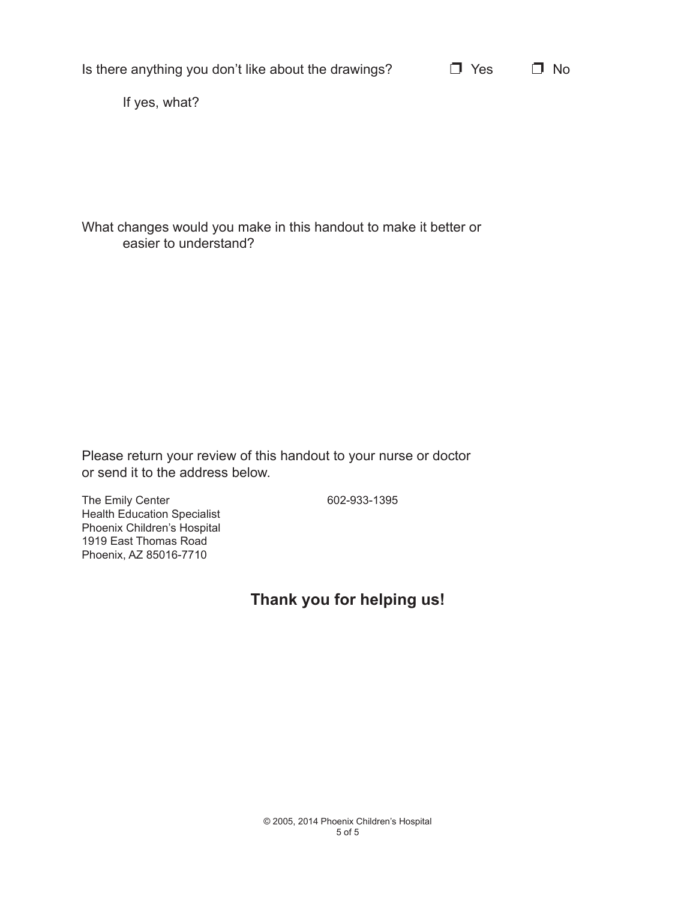Is there anything you don't like about the drawings? ❒ Yes ❒ No

If yes, what?

What changes would you make in this handout to make it better or easier to understand?

Please return your review of this handout to your nurse or doctor or send it to the address below.

The Emily Center  
Health Education Specialist  
Phoenix Children's Hospital  
1919 East Thomas Road  
Phoenix, AZ 85016-7710

602-933-1395

**Thank you for helping us!**

© 2005, 2014 Phoenix Children's Hospital